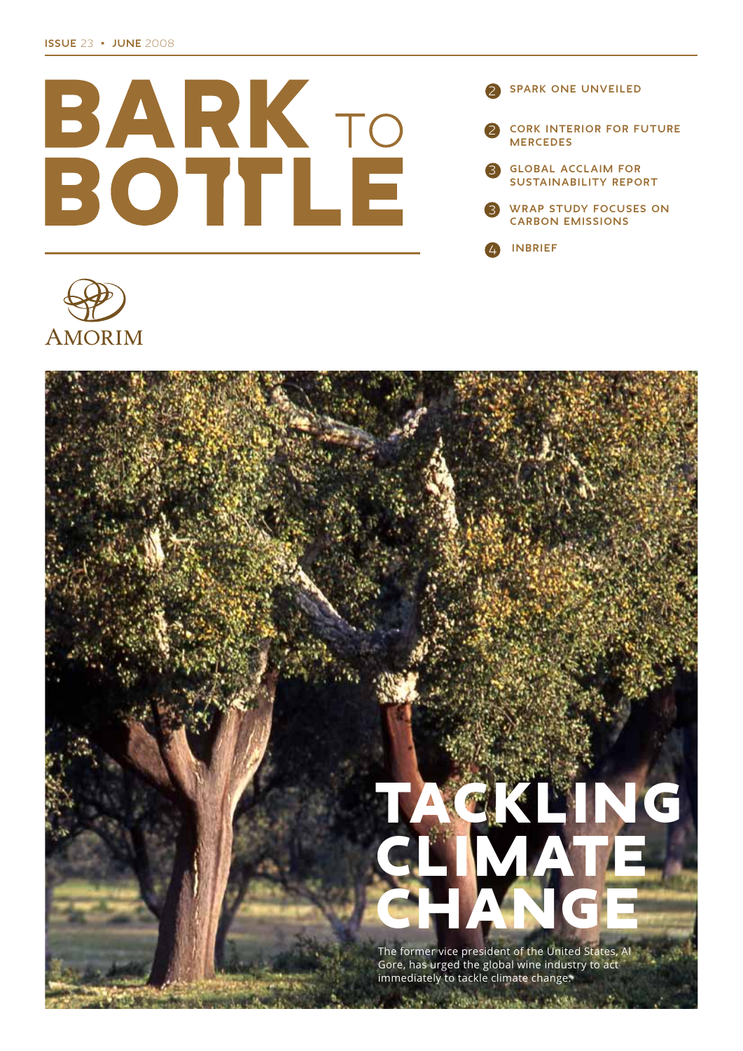ISSUE 23 • JUNE 2008

# BARK TO BOTTLE

- 2 SPARK ONE UNVEILED
- 2 CORK INTERIOR FOR FUTURE MERCEDES
- 3 GLOBAL ACCLAIM FOR SUSTAINABILITY REPORT
- 3 WRAP STUDY FOCUSES ON CARBON EMISSIONS
- 4 INBRIEF

AMORIM

## TACKLING CLIMATE CHANGE

The former vice president of the United States, Al Gore, has urged the global wine industry to act immediately to tackle climate change.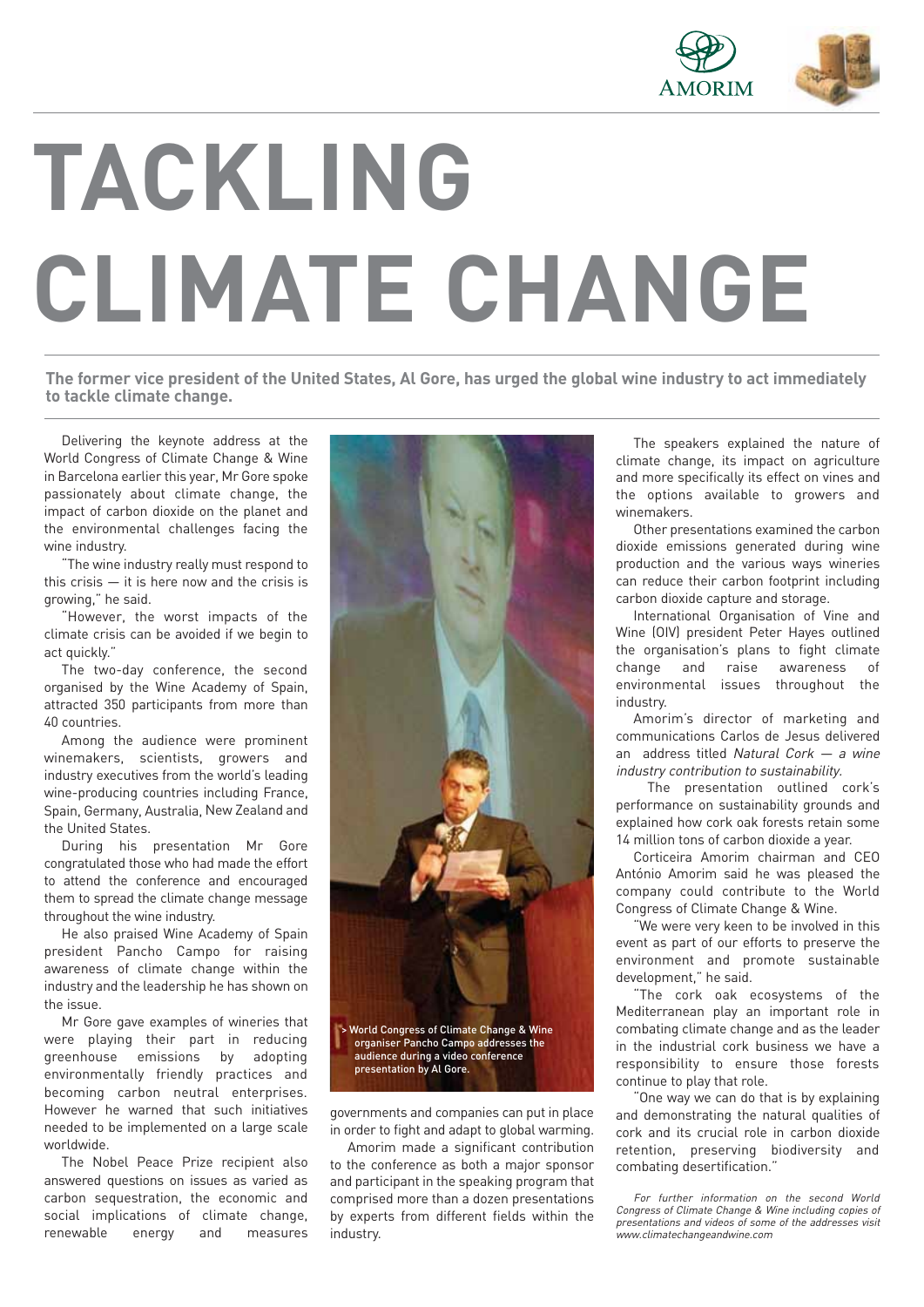# TACKLING CLIMATE CHANGE

**The former vice president of the United States, Al Gore, has urged the global wine industry to act immediately to tackle climate change.**

Delivering the keynote address at the World Congress of Climate Change & Wine in Barcelona earlier this year, Mr Gore spoke passionately about climate change, the impact of carbon dioxide on the planet and the environmental challenges facing the wine industry.

"The wine industry really must respond to this crisis — it is here now and the crisis is growing," he said.

"However, the worst impacts of the climate crisis can be avoided if we begin to act quickly."

The two-day conference, the second organised by the Wine Academy of Spain, attracted 350 participants from more than 40 countries.

Among the audience were prominent winemakers, scientists, growers and industry executives from the world's leading wine-producing countries including France, Spain, Germany, Australia, New Zealand and the United States.

During his presentation Mr Gore congratulated those who had made the effort to attend the conference and encouraged them to spread the climate change message throughout the wine industry.

He also praised Wine Academy of Spain president Pancho Campo for raising awareness of climate change within the industry and the leadership he has shown on the issue.

Mr Gore gave examples of wineries that were playing their part in reducing greenhouse emissions by adopting environmentally friendly practices and becoming carbon neutral enterprises. However he warned that such initiatives needed to be implemented on a large scale worldwide.

The Nobel Peace Prize recipient also answered questions on issues as varied as carbon sequestration, the economic and social implications of climate change, renewable energy and measures governments and companies can put in place in order to fight and adapt to global warming.

> World Congress of Climate Change & Wine organiser Pancho Campo addresses the audience during a video conference presentation by Al Gore.

Amorim made a significant contribution to the conference as both a major sponsor and participant in the speaking program that comprised more than a dozen presentations by experts from different fields within the industry.

The speakers explained the nature of climate change, its impact on agriculture and more specifically its effect on vines and the options available to growers and winemakers.

Other presentations examined the carbon dioxide emissions generated during wine production and the various ways wineries can reduce their carbon footprint including carbon dioxide capture and storage.

International Organisation of Vine and Wine (OIV) president Peter Hayes outlined the organisation's plans to fight climate change and raise awareness of environmental issues throughout the industry.

Amorim's director of marketing and communications Carlos de Jesus delivered an address titled *Natural Cork — a wine industry contribution to sustainability.*

The presentation outlined cork's performance on sustainability grounds and explained how cork oak forests retain some 14 million tons of carbon dioxide a year.

Corticeira Amorim chairman and CEO António Amorim said he was pleased the company could contribute to the World Congress of Climate Change & Wine.

"We were very keen to be involved in this event as part of our efforts to preserve the environment and promote sustainable development," he said.

"The cork oak ecosystems of the Mediterranean play an important role in combating climate change and as the leader in the industrial cork business we have a responsibility to ensure those forests continue to play that role.

"One way we can do that is by explaining and demonstrating the natural qualities of cork and its crucial role in carbon dioxide retention, preserving biodiversity and combating desertification."

*For further information on the second World Congress of Climate Change & Wine including copies of presentations and videos of some of the addresses visit www.climatechangeandwine.com*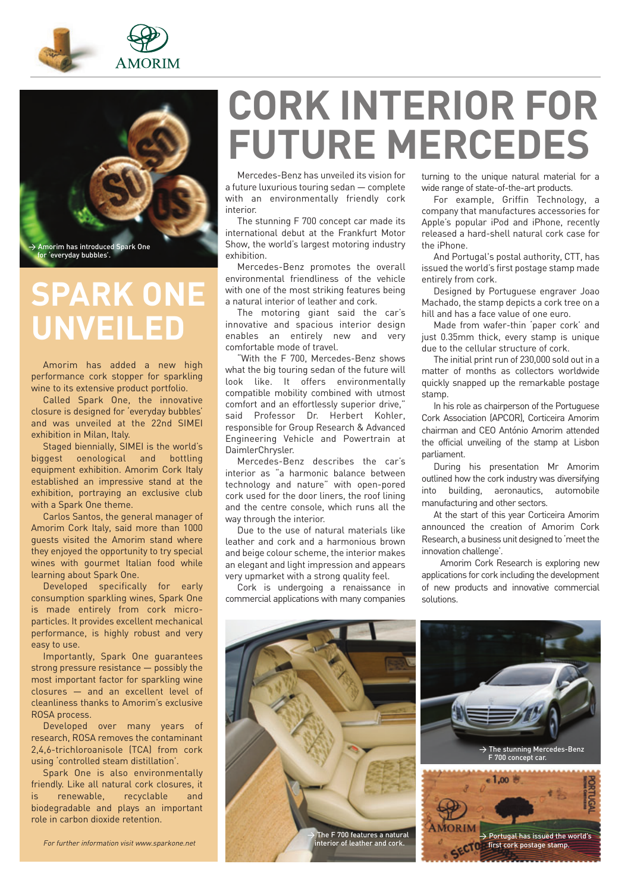→ Amorim has introduced Spark One for 'everyday bubbles'.

# SPARK ONE UNVEILED

Amorim has added a new high performance cork stopper for sparkling wine to its extensive product portfolio.

Called Spark One, the innovative closure is designed for 'everyday bubbles' and was unveiled at the 22nd SIMEI exhibition in Milan, Italy.

Staged biennially, SIMEI is the world's biggest oenological and bottling equipment exhibition. Amorim Cork Italy established an impressive stand at the exhibition, portraying an exclusive club with a Spark One theme.

Carlos Santos, the general manager of Amorim Cork Italy, said more than 1000 guests visited the Amorim stand where they enjoyed the opportunity to try special wines with gourmet Italian food while learning about Spark One.

Developed specifically for early consumption sparkling wines, Spark One is made entirely from cork micro-particles. It provides excellent mechanical performance, is highly robust and very easy to use.

Importantly, Spark One guarantees strong pressure resistance — possibly the most important factor for sparkling wine closures — and an excellent level of cleanliness thanks to Amorim's exclusive ROSA process.

Developed over many years of research, ROSA removes the contaminant 2,4,6-trichloroanisole (TCA) from cork using 'controlled steam distillation'.

Spark One is also environmentally friendly. Like all natural cork closures, it is renewable, recyclable and biodegradable and plays an important role in carbon dioxide retention.

*For further information visit www.sparkone.net*

# CORK INTERIOR FOR FUTURE MERCEDES

Mercedes-Benz has unveiled its vision for a future luxurious touring sedan — complete with an environmentally friendly cork interior.

The stunning F 700 concept car made its international debut at the Frankfurt Motor Show, the world's largest motoring industry exhibition.

Mercedes-Benz promotes the overall environmental friendliness of the vehicle with one of the most striking features being a natural interior of leather and cork.

The motoring giant said the car's innovative and spacious interior design enables an entirely new and very comfortable mode of travel.

"With the F 700, Mercedes-Benz shows what the big touring sedan of the future will look like. It offers environmentally compatible mobility combined with utmost comfort and an effortlessly superior drive," said Professor Dr. Herbert Kohler, responsible for Group Research & Advanced Engineering Vehicle and Powertrain at DaimlerChrysler.

Mercedes-Benz describes the car's interior as "a harmonic balance between technology and nature" with open-pored cork used for the door liners, the roof lining and the centre console, which runs all the way through the interior.

Due to the use of natural materials like leather and cork and a harmonious brown and beige colour scheme, the interior makes an elegant and light impression and appears very upmarket with a strong quality feel.

Cork is undergoing a renaissance in commercial applications with many companies turning to the unique natural material for a wide range of state-of-the-art products.

For example, Griffin Technology, a company that manufactures accessories for Apple's popular iPod and iPhone, recently released a hard-shell natural cork case for the iPhone.

And Portugal's postal authority, CTT, has issued the world's first postage stamp made entirely from cork.

Designed by Portuguese engraver Joao Machado, the stamp depicts a cork tree on a hill and has a face value of one euro.

Made from wafer-thin 'paper cork' and just 0.35mm thick, every stamp is unique due to the cellular structure of cork.

The initial print run of 230,000 sold out in a matter of months as collectors worldwide quickly snapped up the remarkable postage stamp.

In his role as chairperson of the Portuguese Cork Association (APCOR), Corticeira Amorim chairman and CEO António Amorim attended the official unveiling of the stamp at Lisbon parliament.

During his presentation Mr Amorim outlined how the cork industry was diversifying into building, aeronautics, automobile manufacturing and other sectors.

At the start of this year Corticeira Amorim announced the creation of Amorim Cork Research, a business unit designed to 'meet the innovation challenge'.

Amorim Cork Research is exploring new applications for cork including the development of new products and innovative commercial solutions.

→ The F 700 features a natural interior of leather and cork.

→ The stunning Mercedes-Benz F 700 concept car.

→ Portugal has issued the world's first cork postage stamp.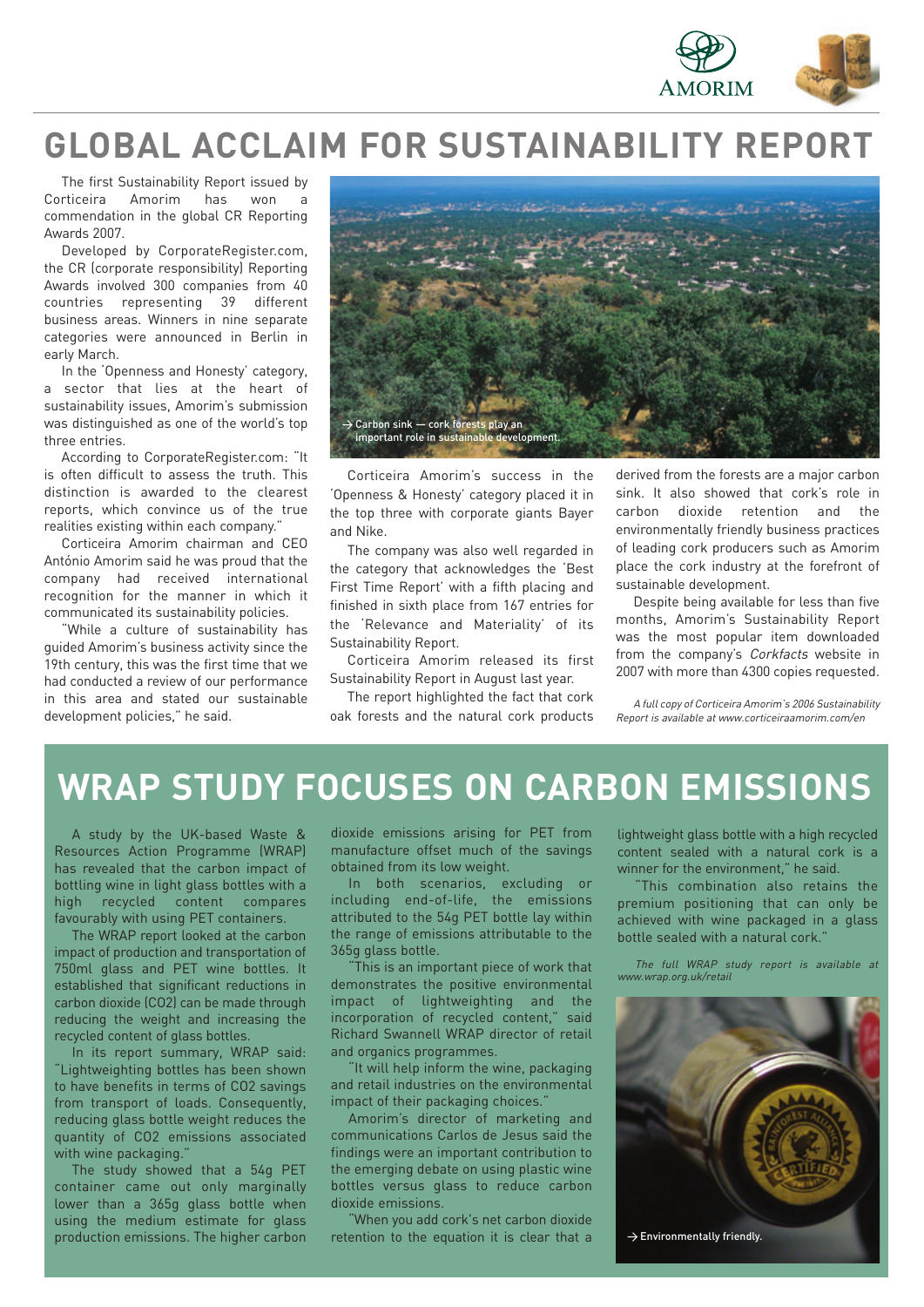# GLOBAL ACCLAIM FOR SUSTAINABILITY REPORT

The first Sustainability Report issued by Corticeira Amorim has won a commendation in the global CR Reporting Awards 2007.

Developed by CorporateRegister.com, the CR (corporate responsibility) Reporting Awards involved 300 companies from 40 countries representing 39 different business areas. Winners in nine separate categories were announced in Berlin in early March.

In the 'Openness and Honesty' category, a sector that lies at the heart of sustainability issues, Amorim's submission was distinguished as one of the world's top three entries.

According to CorporateRegister.com: "It is often difficult to assess the truth. This distinction is awarded to the clearest reports, which convince us of the true realities existing within each company."

Corticeira Amorim chairman and CEO António Amorim said he was proud that the company had received international recognition for the manner in which it communicated its sustainability policies.

"While a culture of sustainability has guided Amorim's business activity since the 19th century, this was the first time that we had conducted a review of our performance in this area and stated our sustainable development policies," he said.

→ Carbon sink — cork forests play an important role in sustainable development.

Corticeira Amorim's success in the 'Openness & Honesty' category placed it in the top three with corporate giants Bayer and Nike.

The company was also well regarded in the category that acknowledges the 'Best First Time Report' with a fifth placing and finished in sixth place from 167 entries for the 'Relevance and Materiality' of its Sustainability Report.

Corticeira Amorim released its first Sustainability Report in August last year.

The report highlighted the fact that cork oak forests and the natural cork products derived from the forests are a major carbon sink. It also showed that cork's role in carbon dioxide retention and the environmentally friendly business practices of leading cork producers such as Amorim place the cork industry at the forefront of sustainable development.

Despite being available for less than five months, Amorim's Sustainability Report was the most popular item downloaded from the company's *Corkfacts* website in 2007 with more than 4300 copies requested.

*A full copy of Corticeira Amorim's 2006 Sustainability Report is available at www.corticeiraamorim.com/en*

# WRAP STUDY FOCUSES ON CARBON EMISSIONS

A study by the UK-based Waste & Resources Action Programme (WRAP) has revealed that the carbon impact of bottling wine in light glass bottles with a high recycled content compares favourably with using PET containers.

The WRAP report looked at the carbon impact of production and transportation of 750ml glass and PET wine bottles. It established that significant reductions in carbon dioxide ($CO_2$) can be made through reducing the weight and increasing the recycled content of glass bottles.

In its report summary, WRAP said: "Lightweighting bottles has been shown to have benefits in terms of $CO_2$ savings from transport of loads. Consequently, reducing glass bottle weight reduces the quantity of $CO_2$ emissions associated with wine packaging."

The study showed that a 54g PET container came out only marginally lower than a 365g glass bottle when using the medium estimate for glass production emissions. The higher carbon dioxide emissions arising for PET from manufacture offset much of the savings obtained from its low weight.

In both scenarios, excluding or including end-of-life, the emissions attributed to the 54g PET bottle lay within the range of emissions attributable to the 365g glass bottle.

"This is an important piece of work that demonstrates the positive environmental impact of lightweighting and the incorporation of recycled content," said Richard Swannell WRAP director of retail and organics programmes.

"It will help inform the wine, packaging and retail industries on the environmental impact of their packaging choices."

Amorim's director of marketing and communications Carlos de Jesus said the findings were an important contribution to the emerging debate on using plastic wine bottles versus glass to reduce carbon dioxide emissions.

"When you add cork's net carbon dioxide retention to the equation it is clear that a lightweight glass bottle with a high recycled content sealed with a natural cork is a winner for the environment," he said.

"This combination also retains the premium positioning that can only be achieved with wine packaged in a glass bottle sealed with a natural cork."

*The full WRAP study report is available at www.wrap.org.uk/retail*

→ Environmentally friendly.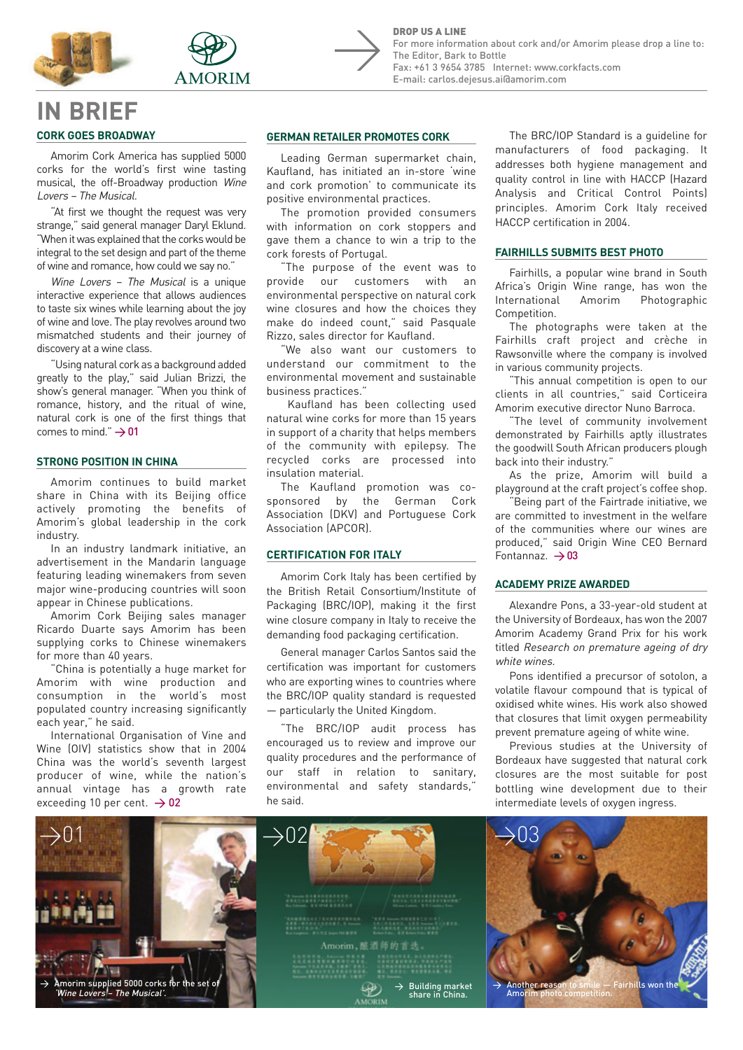DROP US A LINE
For more information about cork and/or Amorim please drop a line to:
The Editor, Bark to Bottle
Fax: +61 3 9654 3785 Internet: www.corkfacts.com
E-mail: carlos.dejesus.ai@amorim.com

# IN BRIEF

## CORK GOES BROADWAY

Amorim Cork America has supplied 5000 corks for the world's first wine tasting musical, the off-Broadway production *Wine Lovers – The Musical*.

"At first we thought the request was very strange," said general manager Daryl Eklund. "When it was explained that the corks would be integral to the set design and part of the theme of wine and romance, how could we say no."

*Wine Lovers – The Musical* is a unique interactive experience that allows audiences to taste six wines while learning about the joy of wine and love. The play revolves around two mismatched students and their journey of discovery at a wine class.

"Using natural cork as a background added greatly to the play," said Julian Brizzi, the show's general manager. "When you think of romance, history, and the ritual of wine, natural cork is one of the first things that comes to mind." → 01

## STRONG POSITION IN CHINA

Amorim continues to build market share in China with its Beijing office actively promoting the benefits of Amorim's global leadership in the cork industry.

In an industry landmark initiative, an advertisement in the Mandarin language featuring leading winemakers from seven major wine-producing countries will soon appear in Chinese publications.

Amorim Cork Beijing sales manager Ricardo Duarte says Amorim has been supplying corks to Chinese winemakers for more than 40 years.

"China is potentially a huge market for Amorim with wine production and consumption in the world's most populated country increasing significantly each year," he said.

International Organisation of Vine and Wine (OIV) statistics show that in 2004 China was the world's seventh largest producer of wine, while the nation's annual vintage has a growth rate exceeding 10 per cent. → 02

## GERMAN RETAILER PROMOTES CORK

Leading German supermarket chain, Kaufland, has initiated an in-store 'wine and cork promotion' to communicate its positive environmental practices.

The promotion provided consumers with information on cork stoppers and gave them a chance to win a trip to the cork forests of Portugal.

"The purpose of the event was to provide our customers with an environmental perspective on natural cork wine closures and how the choices they make do indeed count," said Pasquale Rizzo, sales director for Kaufland.

"We also want our customers to understand our commitment to the environmental movement and sustainable business practices."

Kaufland has been collecting used natural wine corks for more than 15 years in support of a charity that helps members of the community with epilepsy. The recycled corks are processed into insulation material.

The Kaufland promotion was co-sponsored by the German Cork Association (DKV) and Portuguese Cork Association (APCOR).

## CERTIFICATION FOR ITALY

Amorim Cork Italy has been certified by the British Retail Consortium/Institute of Packaging (BRC/IOP), making it the first wine closure company in Italy to receive the demanding food packaging certification.

General manager Carlos Santos said the certification was important for customers who are exporting wines to countries where the BRC/IOP quality standard is requested — particularly the United Kingdom.

"The BRC/IOP audit process has encouraged us to review and improve our quality procedures and the performance of our staff in relation to sanitary, environmental and safety standards," he said.

The BRC/IOP Standard is a guideline for manufacturers of food packaging. It addresses both hygiene management and quality control in line with HACCP (Hazard Analysis and Critical Control Points) principles. Amorim Cork Italy received HACCP certification in 2004.

## FAIRHILLS SUBMITS BEST PHOTO

Fairhills, a popular wine brand in South Africa's Origin Wine range, has won the International Amorim Photographic Competition.

The photographs were taken at the Fairhills craft project and crèche in Rawsonville where the company is involved in various community projects.

"This annual competition is open to our clients in all countries," said Corticeira Amorim executive director Nuno Barroca.

"The level of community involvement demonstrated by Fairhills aptly illustrates the goodwill South African producers plough back into their industry."

As the prize, Amorim will build a playground at the craft project's coffee shop.

"Being part of the Fairtrade initiative, we are committed to investment in the welfare of the communities where our wines are produced," said Origin Wine CEO Bernard Fontannaz. → 03

## ACADEMY PRIZE AWARDED

Alexandre Pons, a 33-year-old student at the University of Bordeaux, has won the 2007 Amorim Academy Grand Prix for his work titled *Research on premature ageing of dry white wines.*

Pons identified a precursor of sotolon, a volatile flavour compound that is typical of oxidised white wines. His work also showed that closures that limit oxygen permeability prevent premature ageing of white wine.

Previous studies at the University of Bordeaux have suggested that natural cork closures are the most suitable for post bottling wine development due to their intermediate levels of oxygen ingress.

→01
→ Amorim supplied 5000 corks for the set of *'Wine Lovers – The Musical'*.

→02
→ Building market share in China.

→03
→ Another reason to smile — Fairhills won the Amorim photo competition.